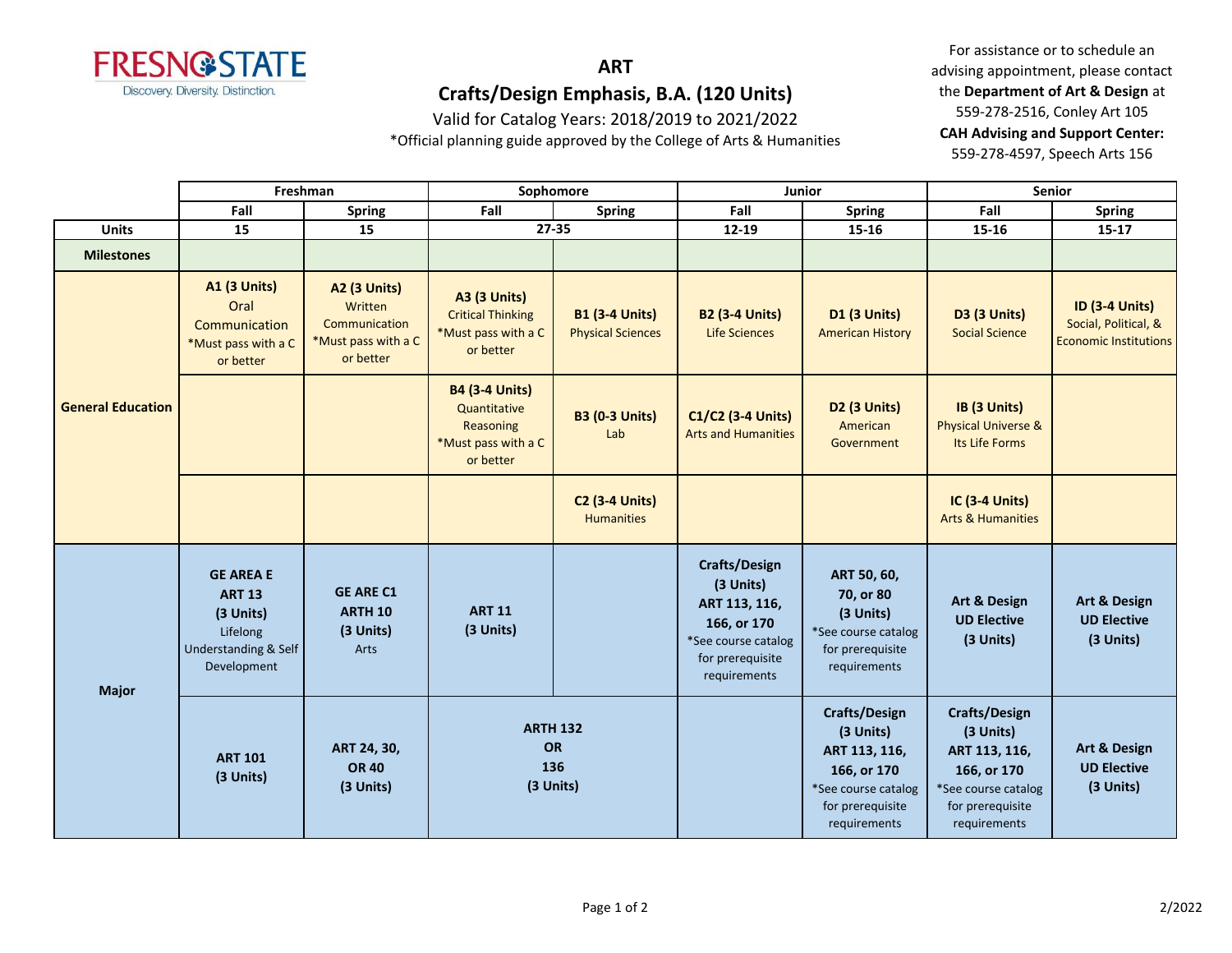FRESNO STATE
Discovery. Diversity. Distinction.

# ART

## Crafts/Design Emphasis, B.A. (120 Units)

Valid for Catalog Years: 2018/2019 to 2021/2022

*Official planning guide approved by the College of Arts & Humanities

For assistance or to schedule an advising appointment, please contact the **Department of Art & Design** at 559-278-2516, Conley Art 105

**CAH Advising and Support Center:** 559-278-4597, Speech Arts 156

| | Freshman | | Sophomore | | Junior | | Senior | |
|---|---|---|---|---|---|---|---|---|
| | Fall | Spring | Fall | Spring | Fall | Spring | Fall | Spring |
| **Units** | 15 | 15 | 27-35 | | 12-19 | 15-16 | 15-16 | 15-17 |
| **Milestones** | | | | | | | | |
| **General Education** | **A1 (3 Units)** Oral Communication *Must pass with a C or better | **A2 (3 Units)** Written Communication *Must pass with a C or better | **A3 (3 Units)** Critical Thinking *Must pass with a C or better | **B1 (3-4 Units)** Physical Sciences | **B2 (3-4 Units)** Life Sciences | **D1 (3 Units)** American History | **D3 (3 Units)** Social Science | **ID (3-4 Units)** Social, Political, & Economic Institutions |
| | | | **B4 (3-4 Units)** Quantitative Reasoning *Must pass with a C or better | **B3 (0-3 Units)** Lab | **C1/C2 (3-4 Units)** Arts and Humanities | **D2 (3 Units)** American Government | **IB (3 Units)** Physical Universe & Its Life Forms | |
| | | | | **C2 (3-4 Units)** Humanities | | | **IC (3-4 Units)** Arts & Humanities | |
| **Major** | **GE AREA E ART 13 (3 Units)** Lifelong Understanding & Self Development | **GE ARE C1 ARTH 10 (3 Units)** Arts | **ART 11 (3 Units)** | | **Crafts/Design (3 Units) ART 113, 116, 166, or 170** *See course catalog for prerequisite requirements | **ART 50, 60, 70, or 80 (3 Units)** *See course catalog for prerequisite requirements | **Art & Design UD Elective (3 Units)** | **Art & Design UD Elective (3 Units)** |
| | **ART 101 (3 Units)** | **ART 24, 30, OR 40 (3 Units)** | **ARTH 132 OR 136 (3 Units)** | | | **Crafts/Design (3 Units) ART 113, 116, 166, or 170** *See course catalog for prerequisite requirements | **Crafts/Design (3 Units) ART 113, 116, 166, or 170** *See course catalog for prerequisite requirements | **Art & Design UD Elective (3 Units)** |

2/2022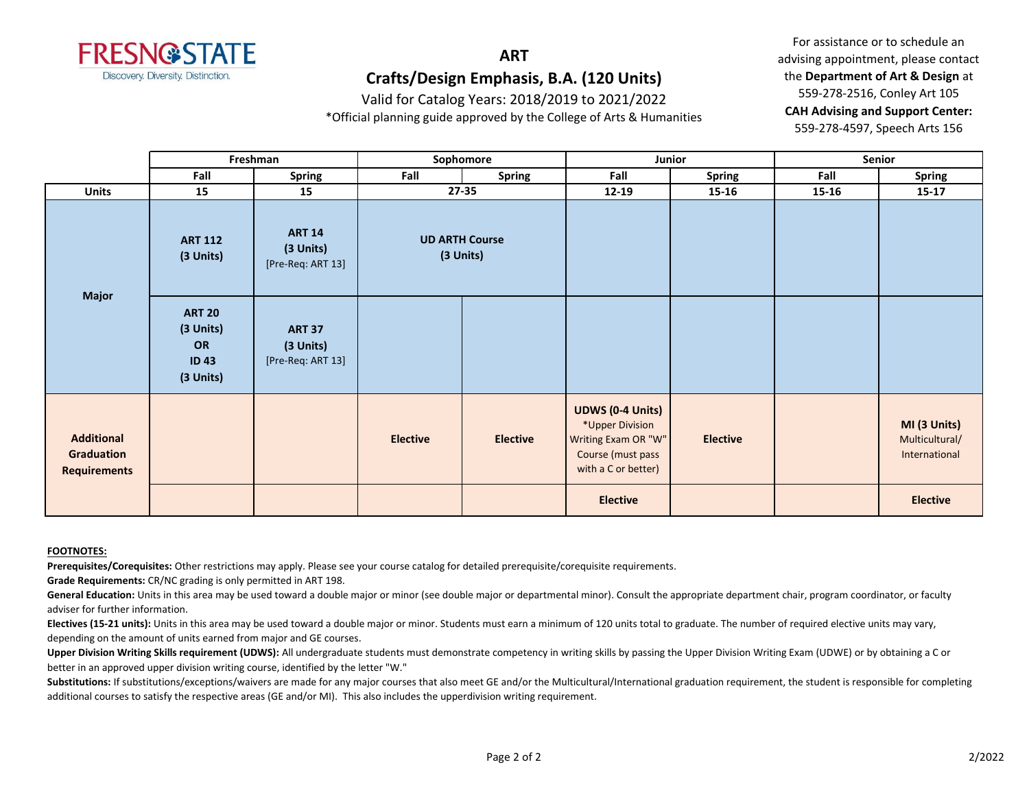**FRESNO STATE**
Discovery. Diversity. Distinction.

# ART
## Crafts/Design Emphasis, B.A. (120 Units)

Valid for Catalog Years: 2018/2019 to 2021/2022

*Official planning guide approved by the College of Arts & Humanities

For assistance or to schedule an advising appointment, please contact the **Department of Art & Design** at 559-278-2516, Conley Art 105
**CAH Advising and Support Center:** 559-278-4597, Speech Arts 156

| | Freshman | | Sophomore | | Junior | | Senior | |
|---|---|---|---|---|---|---|---|---|
| | **Fall** | **Spring** | **Fall** | **Spring** | **Fall** | **Spring** | **Fall** | **Spring** |
| **Units** | **15** | **15** | **27-35** | | **12-19** | **15-16** | **15-16** | **15-17** |
| **Major** | **ART 112 (3 Units)** | **ART 14 (3 Units)** [Pre-Req: ART 13] | **UD ARTH Course (3 Units)** | | | | | |
| | **ART 20 (3 Units) OR ID 43 (3 Units)** | **ART 37 (3 Units)** [Pre-Req: ART 13] | | | | | | |
| **Additional Graduation Requirements** | | | **Elective** | **Elective** | **UDWS (0-4 Units)** *Upper Division Writing Exam OR "W" Course (must pass with a C or better) | **Elective** | | **MI (3 Units)** Multicultural/ International |
| | | | | | **Elective** | | | **Elective** |

**FOOTNOTES:**

**Prerequisites/Corequisites:** Other restrictions may apply. Please see your course catalog for detailed prerequisite/corequisite requirements.

**Grade Requirements:** CR/NC grading is only permitted in ART 198.

**General Education:** Units in this area may be used toward a double major or minor (see double major or departmental minor). Consult the appropriate department chair, program coordinator, or faculty adviser for further information.

**Electives (15-21 units):** Units in this area may be used toward a double major or minor. Students must earn a minimum of 120 units total to graduate. The number of required elective units may vary, depending on the amount of units earned from major and GE courses.

**Upper Division Writing Skills requirement (UDWS):** All undergraduate students must demonstrate competency in writing skills by passing the Upper Division Writing Exam (UDWE) or by obtaining a C or better in an approved upper division writing course, identified by the letter "W."

**Substitutions:** If substitutions/exceptions/waivers are made for any major courses that also meet GE and/or the Multicultural/International graduation requirement, the student is responsible for completing additional courses to satisfy the respective areas (GE and/or MI). This also includes the upperdivision writing requirement.

2/2022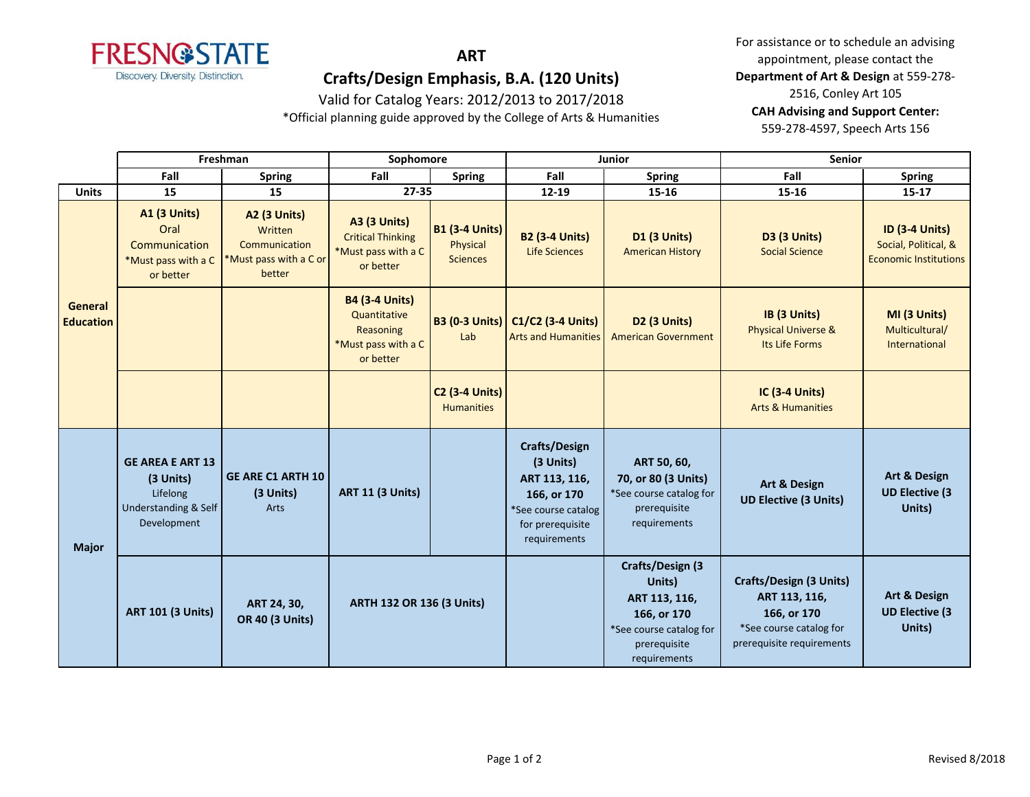# ART

## Crafts/Design Emphasis, B.A. (120 Units)

Valid for Catalog Years: 2012/2013 to 2017/2018

*Official planning guide approved by the College of Arts & Humanities

For assistance or to schedule an advising appointment, please contact the **Department of Art & Design** at 559-278-2516, Conley Art 105

**CAH Advising and Support Center:** 559-278-4597, Speech Arts 156

| | Freshman | | Sophomore | | Junior | | Senior | |
|---|---|---|---|---|---|---|---|---|
| | **Fall** | **Spring** | **Fall** | **Spring** | **Fall** | **Spring** | **Fall** | **Spring** |
| **Units** | **15** | **15** | **27-35** | | **12-19** | **15-16** | **15-16** | **15-17** |
| **General Education** | **A1 (3 Units)** Oral Communication *Must pass with a C or better | **A2 (3 Units)** Written Communication *Must pass with a C or better | **A3 (3 Units)** Critical Thinking *Must pass with a C or better | **B1 (3-4 Units)** Physical Sciences | **B2 (3-4 Units)** Life Sciences | **D1 (3 Units)** American History | **D3 (3 Units)** Social Science | **ID (3-4 Units)** Social, Political, & Economic Institutions |
| | | | **B4 (3-4 Units)** Quantitative Reasoning *Must pass with a C or better | **B3 (0-3 Units)** Lab | **C1/C2 (3-4 Units)** Arts and Humanities | **D2 (3 Units)** American Government | **IB (3 Units)** Physical Universe & Its Life Forms | **MI (3 Units)** Multicultural/ International |
| | | | | **C2 (3-4 Units)** Humanities | | | **IC (3-4 Units)** Arts & Humanities | |
| **Major** | **GE AREA E ART 13 (3 Units)** Lifelong Understanding & Self Development | **GE ARE C1 ARTH 10 (3 Units)** Arts | **ART 11 (3 Units)** | | **Crafts/Design (3 Units) ART 113, 116, 166, or 170** *See course catalog for prerequisite requirements | **ART 50, 60, 70, or 80 (3 Units)** *See course catalog for prerequisite requirements | **Art & Design UD Elective (3 Units)** | **Art & Design UD Elective (3 Units)** |
| | **ART 101 (3 Units)** | **ART 24, 30, OR 40 (3 Units)** | **ARTH 132 OR 136 (3 Units)** | | | **Crafts/Design (3 Units) ART 113, 116, 166, or 170** *See course catalog for prerequisite requirements | **Crafts/Design (3 Units) ART 113, 116, 166, or 170** *See course catalog for prerequisite requirements | **Art & Design UD Elective (3 Units)** |

Revised 8/2018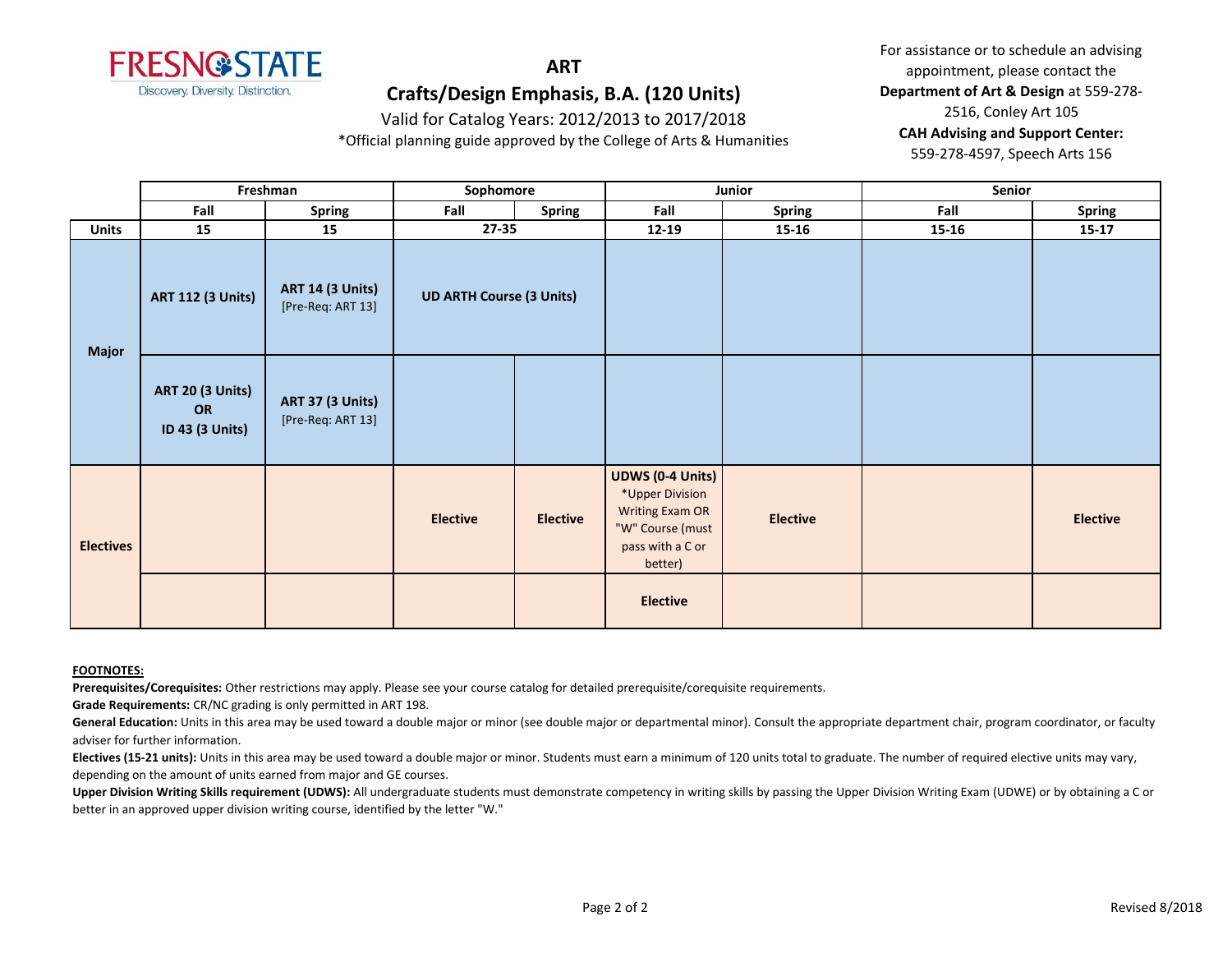# ART

## Crafts/Design Emphasis, B.A. (120 Units)

Valid for Catalog Years: 2012/2013 to 2017/2018

*Official planning guide approved by the College of Arts & Humanities

For assistance or to schedule an advising appointment, please contact the **Department of Art & Design** at 559-278-2516, Conley Art 105

**CAH Advising and Support Center:** 559-278-4597, Speech Arts 156

| | Freshman | | Sophomore | | Junior | | Senior | |
|---|---|---|---|---|---|---|---|---|
| | **Fall** | **Spring** | **Fall** | **Spring** | **Fall** | **Spring** | **Fall** | **Spring** |
| **Units** | 15 | 15 | 27-35 | | 12-19 | 15-16 | 15-16 | 15-17 |
| **Major** | **ART 112 (3 Units)** | **ART 14 (3 Units)** [Pre-Req: ART 13] | **UD ARTH Course (3 Units)** | | | | | |
| | **ART 20 (3 Units) OR ID 43 (3 Units)** | **ART 37 (3 Units)** [Pre-Req: ART 13] | | | | | | |
| **Electives** | | | **Elective** | **Elective** | **UDWS (0-4 Units)** *Upper Division Writing Exam OR "W" Course (must pass with a C or better) | **Elective** | | **Elective** |
| | | | | | **Elective** | | | |

**FOOTNOTES:**

**Prerequisites/Corequisites:** Other restrictions may apply. Please see your course catalog for detailed prerequisite/corequisite requirements.

**Grade Requirements:** CR/NC grading is only permitted in ART 198.

**General Education:** Units in this area may be used toward a double major or minor (see double major or departmental minor). Consult the appropriate department chair, program coordinator, or faculty adviser for further information.

**Electives (15-21 units):** Units in this area may be used toward a double major or minor. Students must earn a minimum of 120 units total to graduate. The number of required elective units may vary, depending on the amount of units earned from major and GE courses.

**Upper Division Writing Skills requirement (UDWS):** All undergraduate students must demonstrate competency in writing skills by passing the Upper Division Writing Exam (UDWE) or by obtaining a C or better in an approved upper division writing course, identified by the letter "W."

Revised 8/2018